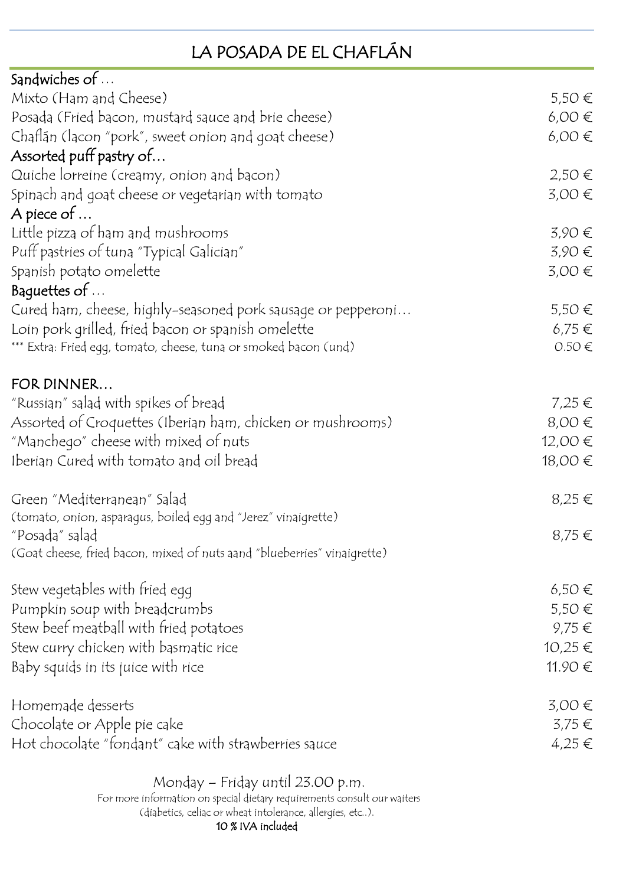# LA POSADA DE EL CHAFLÁN

| | |
|---|---|
| **Sandwiches of …** | |
| Mixto (Ham and Cheese) | 5,50 € |
| Posada (Fried bacon, mustard sauce and brie cheese) | 6,00 € |
| Chaflán (lacon "pork", sweet onion and goat cheese) | 6,00 € |
| **Assorted puff pastry of…** | |
| Quiche lorreine (creamy, onion and bacon) | 2,50 € |
| Spinach and goat cheese or vegetarian with tomato | 3,00 € |
| **A piece of …** | |
| Little pizza of ham and mushrooms | 3,90 € |
| Puff pastries of tuna "Typical Galician" | 3,90 € |
| Spanish potato omelette | 3,00 € |
| **Baguettes of …** | |
| Cured ham, cheese, highly-seasoned pork sausage or pepperoni… | 5,50 € |
| Loin pork grilled, fried bacon or spanish omelette | 6,75 € |
| *** Extra: Fried egg, tomato, cheese, tuna or smoked bacon (und) | 0.50 € |

## FOR DINNER…

| | |
|---|---|
| "Russian" salad with spikes of bread | 7,25 € |
| Assorted of Croquettes (Iberian ham, chicken or mushrooms) | 8,00 € |
| "Manchego" cheese with mixed of nuts | 12,00 € |
| Iberian Cured with tomato and oil bread | 18,00 € |
| Green "Mediterranean" Salad (tomato, onion, asparagus, boiled egg and "Jerez" vinaigrette) | 8,25 € |
| "Posada" salad (Goat cheese, fried bacon, mixed of nuts aand "blueberries" vinaigrette) | 8,75 € |
| Stew vegetables with fried egg | 6,50 € |
| Pumpkin soup with breadcrumbs | 5,50 € |
| Stew beef meatball with fried potatoes | 9,75 € |
| Stew curry chicken with basmatic rice | 10,25 € |
| Baby squids in its juice with rice | 11.90 € |
| Homemade desserts | 3,00 € |
| Chocolate or Apple pie cake | 3,75 € |
| Hot chocolate "fondant" cake with strawberries sauce | 4,25 € |

Monday – Friday until 23.00 p.m.

For more information on special dietary requirements consult our waiters (diabetics, celiac or wheat intolerance, allergies, etc..).

**10 % IVA included**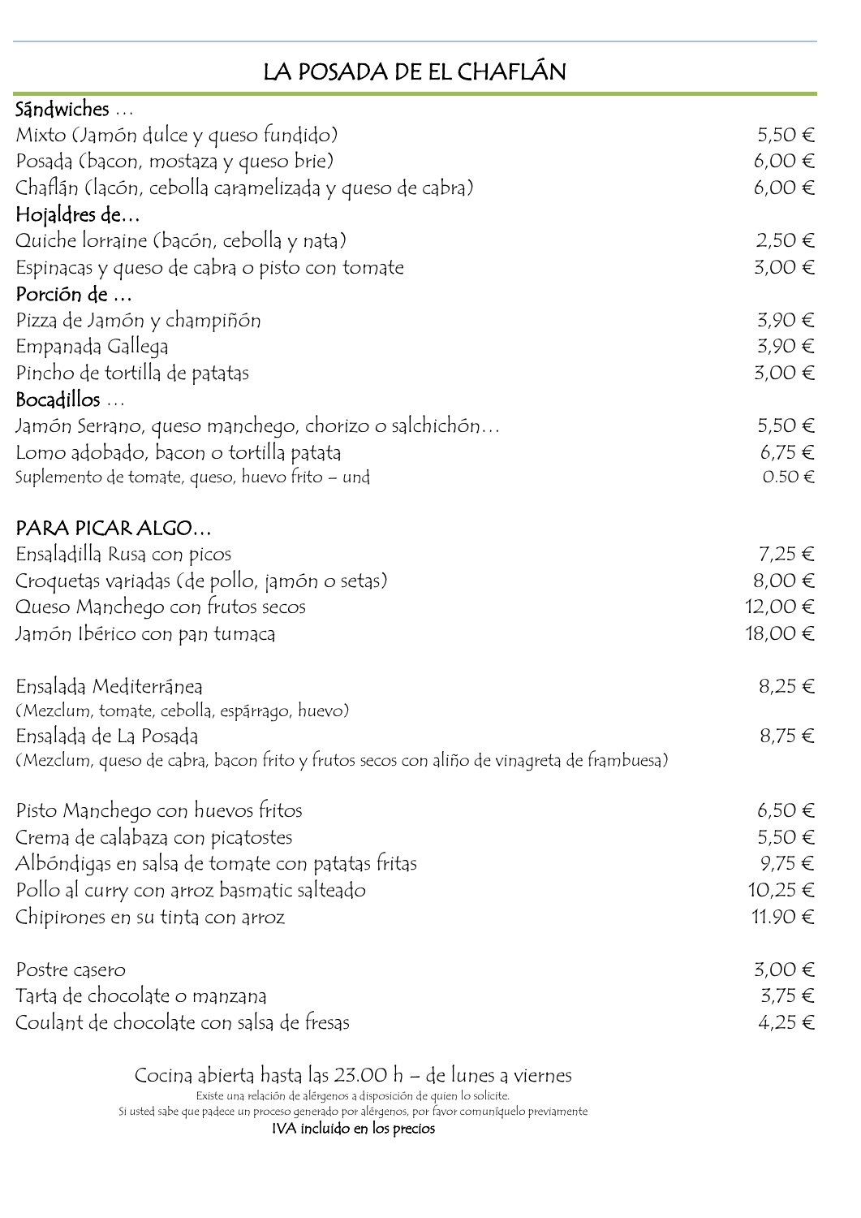# LA POSADA DE EL CHAFLÁN

| | |
|---|---|
| **Sándwiches …** | |
| Mixto (Jamón dulce y queso fundido) | 5,50 € |
| Posada (bacon, mostaza y queso brie) | 6,00 € |
| Chaflán (lacón, cebolla caramelizada y queso de cabra) | 6,00 € |
| **Hojaldres de…** | |
| Quiche lorraine (bacón, cebolla y nata) | 2,50 € |
| Espinacas y queso de cabra o pisto con tomate | 3,00 € |
| **Porción de …** | |
| Pizza de Jamón y champiñón | 3,90 € |
| Empanada Gallega | 3,90 € |
| Pincho de tortilla de patatas | 3,00 € |
| **Bocadillos …** | |
| Jamón Serrano, queso manchego, chorizo o salchichón… | 5,50 € |
| Lomo adobado, bacon o tortilla patata | 6,75 € |
| Suplemento de tomate, queso, huevo frito – und | 0.50 € |

## PARA PICAR ALGO…

| | |
|---|---|
| Ensaladilla Rusa con picos | 7,25 € |
| Croquetas variadas (de pollo, jamón o setas) | 8,00 € |
| Queso Manchego con frutos secos | 12,00 € |
| Jamón Ibérico con pan tumaca | 18,00 € |
| Ensalada Mediterránea (Mezclum, tomate, cebolla, espárrago, huevo) | 8,25 € |
| Ensalada de La Posada (Mezclum, queso de cabra, bacon frito y frutos secos con aliño de vinagreta de frambuesa) | 8,75 € |
| Pisto Manchego con huevos fritos | 6,50 € |
| Crema de calabaza con picatostes | 5,50 € |
| Albóndigas en salsa de tomate con patatas fritas | 9,75 € |
| Pollo al curry con arroz basmatic salteado | 10,25 € |
| Chipirones en su tinta con arroz | 11.90 € |
| Postre casero | 3,00 € |
| Tarta de chocolate o manzana | 3,75 € |
| Coulant de chocolate con salsa de fresas | 4,25 € |

Cocina abierta hasta las 23.00 h – de lunes a viernes

Existe una relación de alérgenos a disposición de quien lo solicite.
Si usted sabe que padece un proceso generado por alérgenos, por favor comuníquelo previamente

**IVA incluido en los precios**